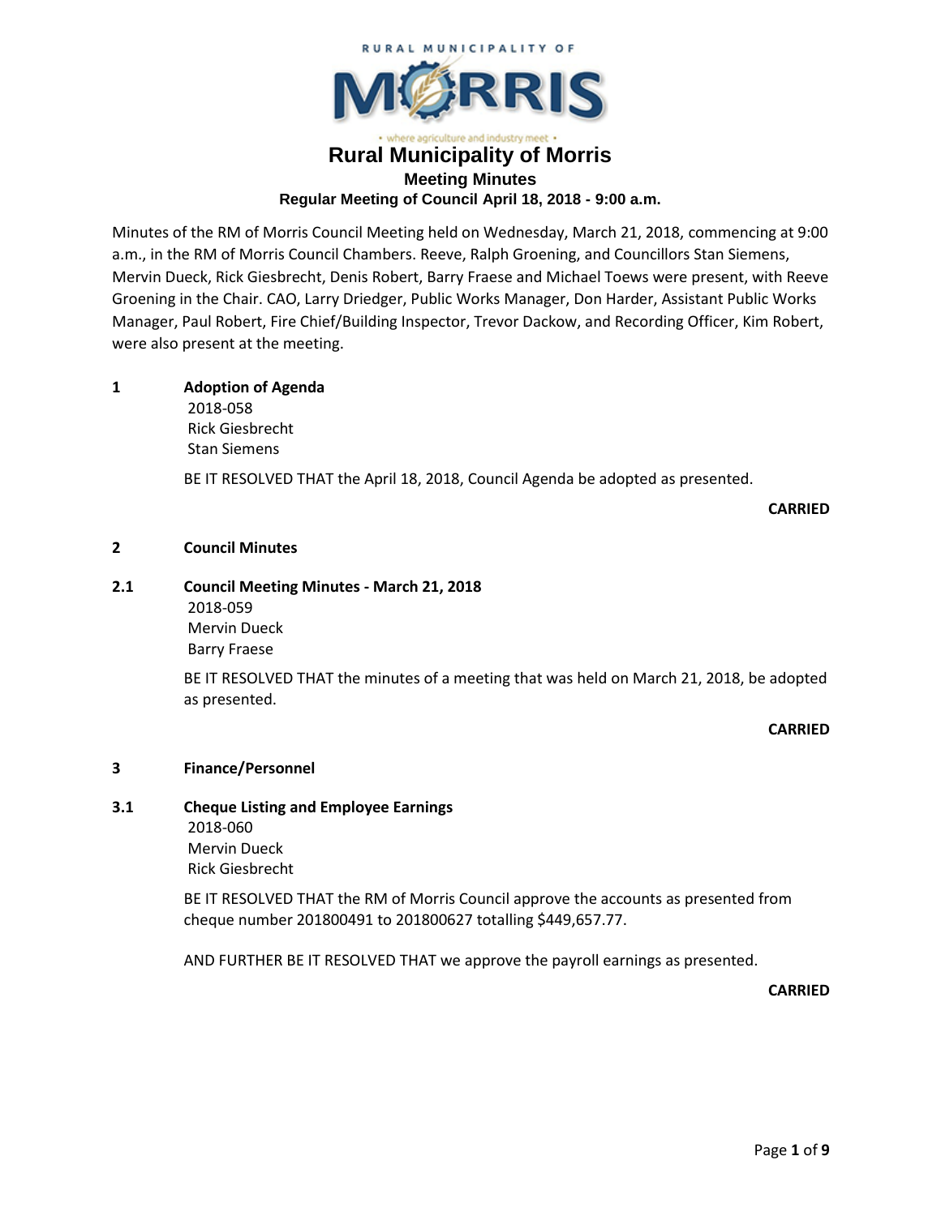RURAL MUNICIPALITY OF

MORRIS

• where agriculture and industry meet •

# Rural Municipality of Morris

## Meeting Minutes

### Regular Meeting of Council April 18, 2018 - 9:00 a.m.

Minutes of the RM of Morris Council Meeting held on Wednesday, March 21, 2018, commencing at 9:00 a.m., in the RM of Morris Council Chambers. Reeve, Ralph Groening, and Councillors Stan Siemens, Mervin Dueck, Rick Giesbrecht, Denis Robert, Barry Fraese and Michael Toews were present, with Reeve Groening in the Chair. CAO, Larry Driedger, Public Works Manager, Don Harder, Assistant Public Works Manager, Paul Robert, Fire Chief/Building Inspector, Trevor Dackow, and Recording Officer, Kim Robert, were also present at the meeting.

**1 Adoption of Agenda**

2018-058
Rick Giesbrecht
Stan Siemens

BE IT RESOLVED THAT the April 18, 2018, Council Agenda be adopted as presented.

**CARRIED**

**2 Council Minutes**

**2.1 Council Meeting Minutes - March 21, 2018**

2018-059
Mervin Dueck
Barry Fraese

BE IT RESOLVED THAT the minutes of a meeting that was held on March 21, 2018, be adopted as presented.

**CARRIED**

**3 Finance/Personnel**

**3.1 Cheque Listing and Employee Earnings**

2018-060
Mervin Dueck
Rick Giesbrecht

BE IT RESOLVED THAT the RM of Morris Council approve the accounts as presented from cheque number 201800491 to 201800627 totalling $449,657.77.

AND FURTHER BE IT RESOLVED THAT we approve the payroll earnings as presented.

**CARRIED**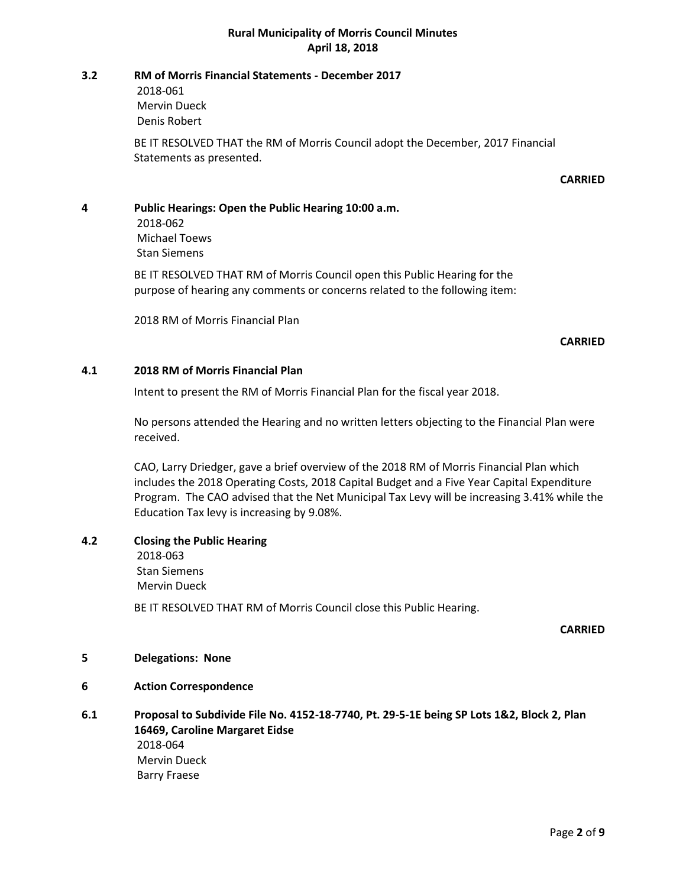### 3.2 RM of Morris Financial Statements - December 2017

2018-061
Mervin Dueck
Denis Robert

BE IT RESOLVED THAT the RM of Morris Council adopt the December, 2017 Financial Statements as presented.

**CARRIED**

## 4 Public Hearings: Open the Public Hearing 10:00 a.m.

2018-062
Michael Toews
Stan Siemens

BE IT RESOLVED THAT RM of Morris Council open this Public Hearing for the purpose of hearing any comments or concerns related to the following item:

2018 RM of Morris Financial Plan

**CARRIED**

### 4.1 2018 RM of Morris Financial Plan

Intent to present the RM of Morris Financial Plan for the fiscal year 2018.

No persons attended the Hearing and no written letters objecting to the Financial Plan were received.

CAO, Larry Driedger, gave a brief overview of the 2018 RM of Morris Financial Plan which includes the 2018 Operating Costs, 2018 Capital Budget and a Five Year Capital Expenditure Program. The CAO advised that the Net Municipal Tax Levy will be increasing 3.41% while the Education Tax levy is increasing by 9.08%.

### 4.2 Closing the Public Hearing

2018-063
Stan Siemens
Mervin Dueck

BE IT RESOLVED THAT RM of Morris Council close this Public Hearing.

**CARRIED**

## 5 Delegations: None

## 6 Action Correspondence

### 6.1 Proposal to Subdivide File No. 4152-18-7740, Pt. 29-5-1E being SP Lots 1&2, Block 2, Plan 16469, Caroline Margaret Eidse

2018-064
Mervin Dueck
Barry Fraese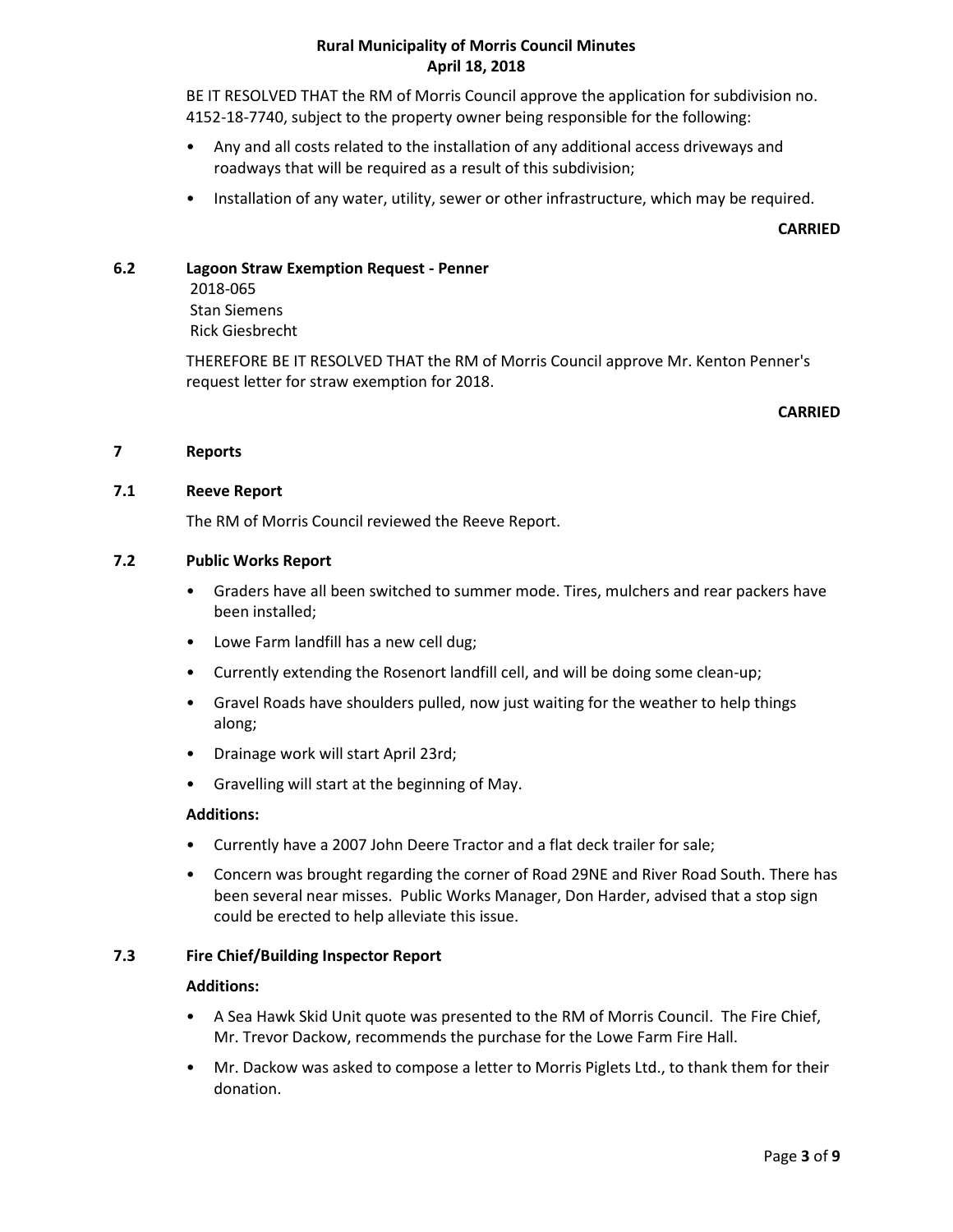BE IT RESOLVED THAT the RM of Morris Council approve the application for subdivision no. 4152-18-7740, subject to the property owner being responsible for the following:

- Any and all costs related to the installation of any additional access driveways and roadways that will be required as a result of this subdivision;
- Installation of any water, utility, sewer or other infrastructure, which may be required.

**CARRIED**

### 6.2 Lagoon Straw Exemption Request - Penner

2018-065
Stan Siemens
Rick Giesbrecht

THEREFORE BE IT RESOLVED THAT the RM of Morris Council approve Mr. Kenton Penner's request letter for straw exemption for 2018.

**CARRIED**

## 7 Reports

### 7.1 Reeve Report

The RM of Morris Council reviewed the Reeve Report.

### 7.2 Public Works Report

- Graders have all been switched to summer mode. Tires, mulchers and rear packers have been installed;
- Lowe Farm landfill has a new cell dug;
- Currently extending the Rosenort landfill cell, and will be doing some clean-up;
- Gravel Roads have shoulders pulled, now just waiting for the weather to help things along;
- Drainage work will start April 23rd;
- Gravelling will start at the beginning of May.

**Additions:**

- Currently have a 2007 John Deere Tractor and a flat deck trailer for sale;
- Concern was brought regarding the corner of Road 29NE and River Road South. There has been several near misses. Public Works Manager, Don Harder, advised that a stop sign could be erected to help alleviate this issue.

### 7.3 Fire Chief/Building Inspector Report

**Additions:**

- A Sea Hawk Skid Unit quote was presented to the RM of Morris Council. The Fire Chief, Mr. Trevor Dackow, recommends the purchase for the Lowe Farm Fire Hall.
- Mr. Dackow was asked to compose a letter to Morris Piglets Ltd., to thank them for their donation.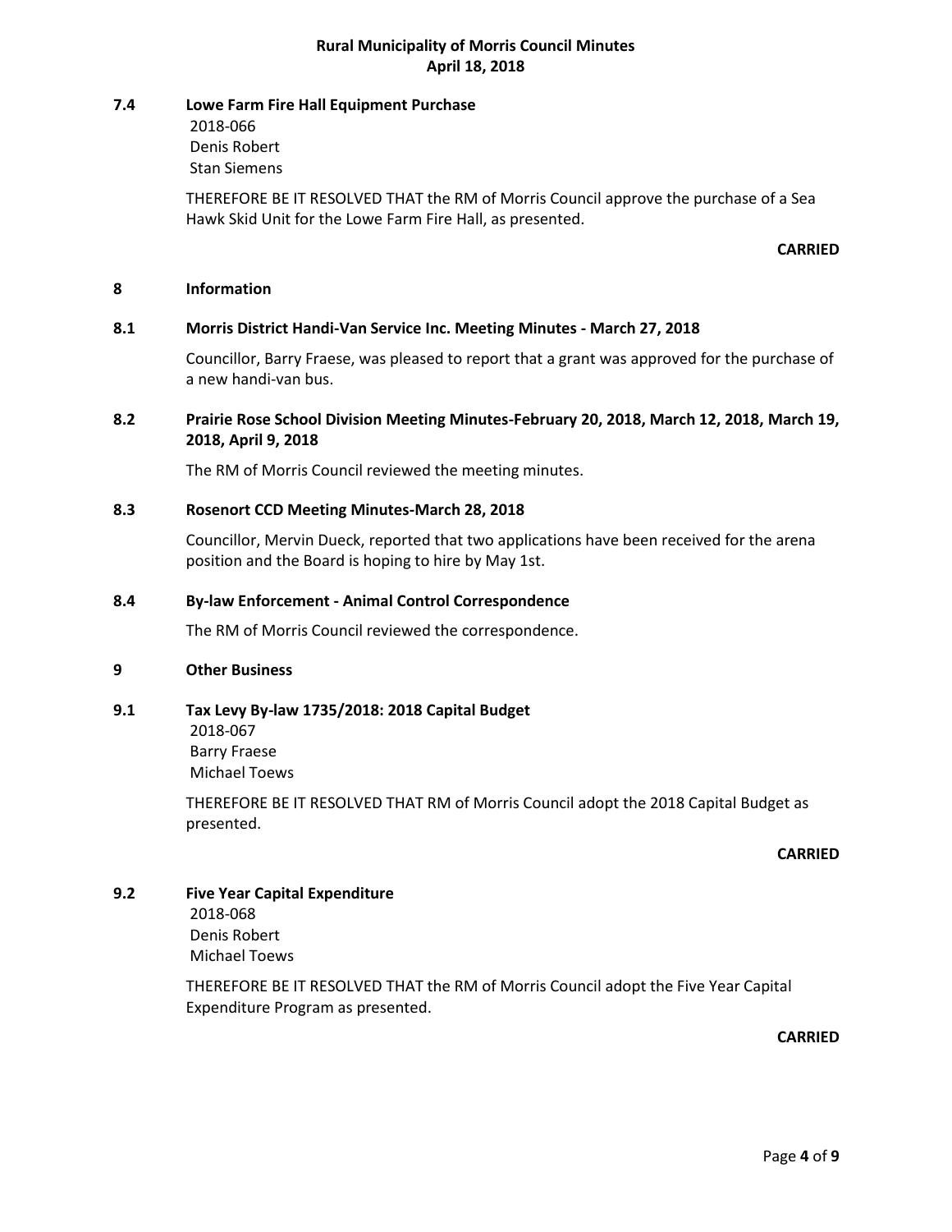## 7.4 Lowe Farm Fire Hall Equipment Purchase

2018-066
Denis Robert
Stan Siemens

THEREFORE BE IT RESOLVED THAT the RM of Morris Council approve the purchase of a Sea Hawk Skid Unit for the Lowe Farm Fire Hall, as presented.

**CARRIED**

## 8 Information

### 8.1 Morris District Handi-Van Service Inc. Meeting Minutes - March 27, 2018

Councillor, Barry Fraese, was pleased to report that a grant was approved for the purchase of a new handi-van bus.

### 8.2 Prairie Rose School Division Meeting Minutes-February 20, 2018, March 12, 2018, March 19, 2018, April 9, 2018

The RM of Morris Council reviewed the meeting minutes.

### 8.3 Rosenort CCD Meeting Minutes-March 28, 2018

Councillor, Mervin Dueck, reported that two applications have been received for the arena position and the Board is hoping to hire by May 1st.

### 8.4 By-law Enforcement - Animal Control Correspondence

The RM of Morris Council reviewed the correspondence.

## 9 Other Business

### 9.1 Tax Levy By-law 1735/2018: 2018 Capital Budget

2018-067
Barry Fraese
Michael Toews

THEREFORE BE IT RESOLVED THAT RM of Morris Council adopt the 2018 Capital Budget as presented.

**CARRIED**

### 9.2 Five Year Capital Expenditure

2018-068
Denis Robert
Michael Toews

THEREFORE BE IT RESOLVED THAT the RM of Morris Council adopt the Five Year Capital Expenditure Program as presented.

**CARRIED**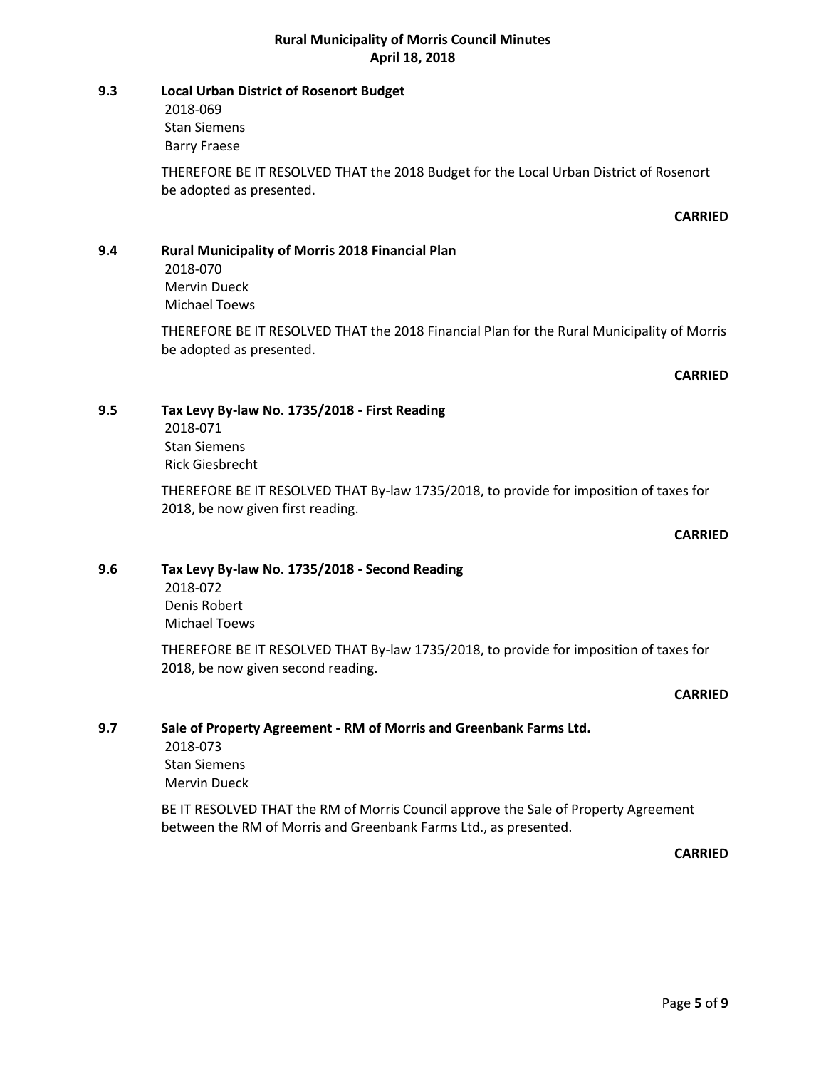### 9.3 Local Urban District of Rosenort Budget

2018-069
Stan Siemens
Barry Fraese

THEREFORE BE IT RESOLVED THAT the 2018 Budget for the Local Urban District of Rosenort be adopted as presented.

**CARRIED**

### 9.4 Rural Municipality of Morris 2018 Financial Plan

2018-070
Mervin Dueck
Michael Toews

THEREFORE BE IT RESOLVED THAT the 2018 Financial Plan for the Rural Municipality of Morris be adopted as presented.

**CARRIED**

### 9.5 Tax Levy By-law No. 1735/2018 - First Reading

2018-071
Stan Siemens
Rick Giesbrecht

THEREFORE BE IT RESOLVED THAT By-law 1735/2018, to provide for imposition of taxes for 2018, be now given first reading.

**CARRIED**

### 9.6 Tax Levy By-law No. 1735/2018 - Second Reading

2018-072
Denis Robert
Michael Toews

THEREFORE BE IT RESOLVED THAT By-law 1735/2018, to provide for imposition of taxes for 2018, be now given second reading.

**CARRIED**

### 9.7 Sale of Property Agreement - RM of Morris and Greenbank Farms Ltd.

2018-073
Stan Siemens
Mervin Dueck

BE IT RESOLVED THAT the RM of Morris Council approve the Sale of Property Agreement between the RM of Morris and Greenbank Farms Ltd., as presented.

**CARRIED**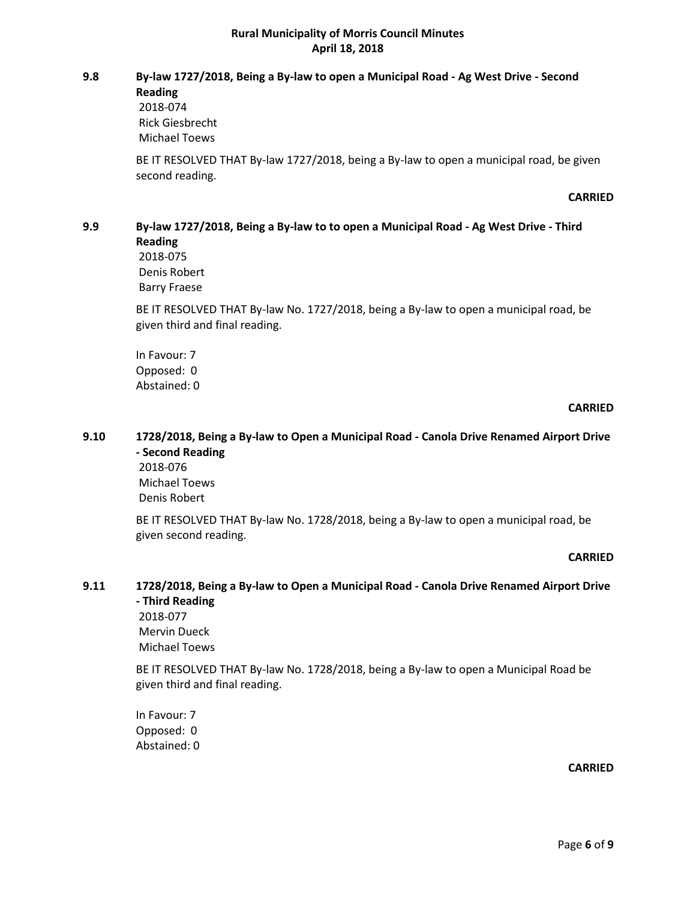### 9.8 By-law 1727/2018, Being a By-law to open a Municipal Road - Ag West Drive - Second Reading

2018-074
Rick Giesbrecht
Michael Toews

BE IT RESOLVED THAT By-law 1727/2018, being a By-law to open a municipal road, be given second reading.

**CARRIED**

### 9.9 By-law 1727/2018, Being a By-law to to open a Municipal Road - Ag West Drive - Third Reading

2018-075
Denis Robert
Barry Fraese

BE IT RESOLVED THAT By-law No. 1727/2018, being a By-law to open a municipal road, be given third and final reading.

In Favour: 7
Opposed: 0
Abstained: 0

**CARRIED**

### 9.10 1728/2018, Being a By-law to Open a Municipal Road - Canola Drive Renamed Airport Drive - Second Reading

2018-076
Michael Toews
Denis Robert

BE IT RESOLVED THAT By-law No. 1728/2018, being a By-law to open a municipal road, be given second reading.

**CARRIED**

### 9.11 1728/2018, Being a By-law to Open a Municipal Road - Canola Drive Renamed Airport Drive - Third Reading

2018-077
Mervin Dueck
Michael Toews

BE IT RESOLVED THAT By-law No. 1728/2018, being a By-law to open a Municipal Road be given third and final reading.

In Favour: 7
Opposed: 0
Abstained: 0

**CARRIED**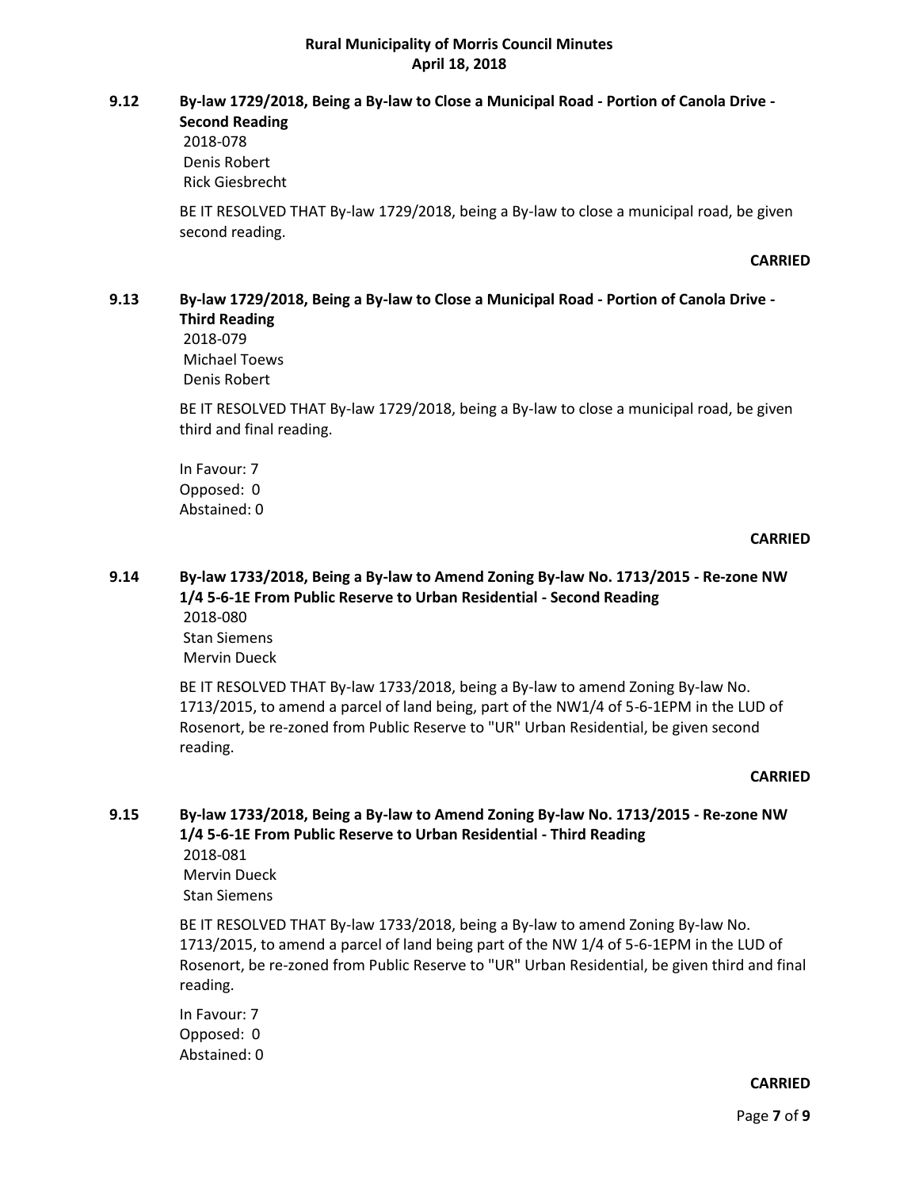### 9.12 By-law 1729/2018, Being a By-law to Close a Municipal Road - Portion of Canola Drive - Second Reading

2018-078
Denis Robert
Rick Giesbrecht

BE IT RESOLVED THAT By-law 1729/2018, being a By-law to close a municipal road, be given second reading.

**CARRIED**

### 9.13 By-law 1729/2018, Being a By-law to Close a Municipal Road - Portion of Canola Drive - Third Reading

2018-079
Michael Toews
Denis Robert

BE IT RESOLVED THAT By-law 1729/2018, being a By-law to close a municipal road, be given third and final reading.

In Favour: 7
Opposed: 0
Abstained: 0

**CARRIED**

### 9.14 By-law 1733/2018, Being a By-law to Amend Zoning By-law No. 1713/2015 - Re-zone NW 1/4 5-6-1E From Public Reserve to Urban Residential - Second Reading

2018-080
Stan Siemens
Mervin Dueck

BE IT RESOLVED THAT By-law 1733/2018, being a By-law to amend Zoning By-law No. 1713/2015, to amend a parcel of land being, part of the NW1/4 of 5-6-1EPM in the LUD of Rosenort, be re-zoned from Public Reserve to "UR" Urban Residential, be given second reading.

**CARRIED**

### 9.15 By-law 1733/2018, Being a By-law to Amend Zoning By-law No. 1713/2015 - Re-zone NW 1/4 5-6-1E From Public Reserve to Urban Residential - Third Reading

2018-081
Mervin Dueck
Stan Siemens

BE IT RESOLVED THAT By-law 1733/2018, being a By-law to amend Zoning By-law No. 1713/2015, to amend a parcel of land being part of the NW 1/4 of 5-6-1EPM in the LUD of Rosenort, be re-zoned from Public Reserve to "UR" Urban Residential, be given third and final reading.

In Favour: 7
Opposed: 0
Abstained: 0

**CARRIED**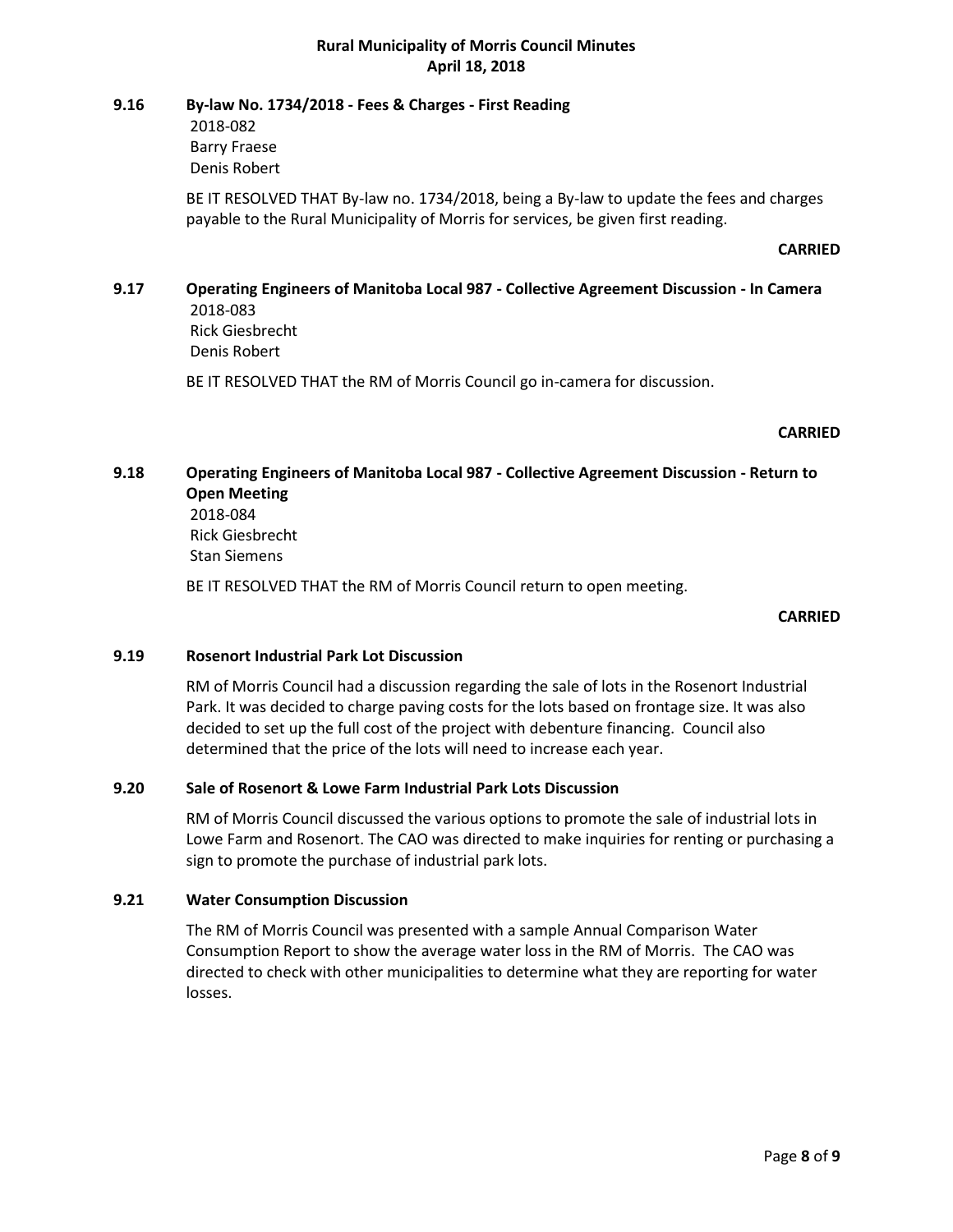### 9.16 By-law No. 1734/2018 - Fees & Charges - First Reading

2018-082
Barry Fraese
Denis Robert

BE IT RESOLVED THAT By-law no. 1734/2018, being a By-law to update the fees and charges payable to the Rural Municipality of Morris for services, be given first reading.

**CARRIED**

### 9.17 Operating Engineers of Manitoba Local 987 - Collective Agreement Discussion - In Camera

2018-083
Rick Giesbrecht
Denis Robert

BE IT RESOLVED THAT the RM of Morris Council go in-camera for discussion.

**CARRIED**

### 9.18 Operating Engineers of Manitoba Local 987 - Collective Agreement Discussion - Return to Open Meeting

2018-084
Rick Giesbrecht
Stan Siemens

BE IT RESOLVED THAT the RM of Morris Council return to open meeting.

**CARRIED**

### 9.19 Rosenort Industrial Park Lot Discussion

RM of Morris Council had a discussion regarding the sale of lots in the Rosenort Industrial Park. It was decided to charge paving costs for the lots based on frontage size. It was also decided to set up the full cost of the project with debenture financing. Council also determined that the price of the lots will need to increase each year.

### 9.20 Sale of Rosenort & Lowe Farm Industrial Park Lots Discussion

RM of Morris Council discussed the various options to promote the sale of industrial lots in Lowe Farm and Rosenort. The CAO was directed to make inquiries for renting or purchasing a sign to promote the purchase of industrial park lots.

### 9.21 Water Consumption Discussion

The RM of Morris Council was presented with a sample Annual Comparison Water Consumption Report to show the average water loss in the RM of Morris. The CAO was directed to check with other municipalities to determine what they are reporting for water losses.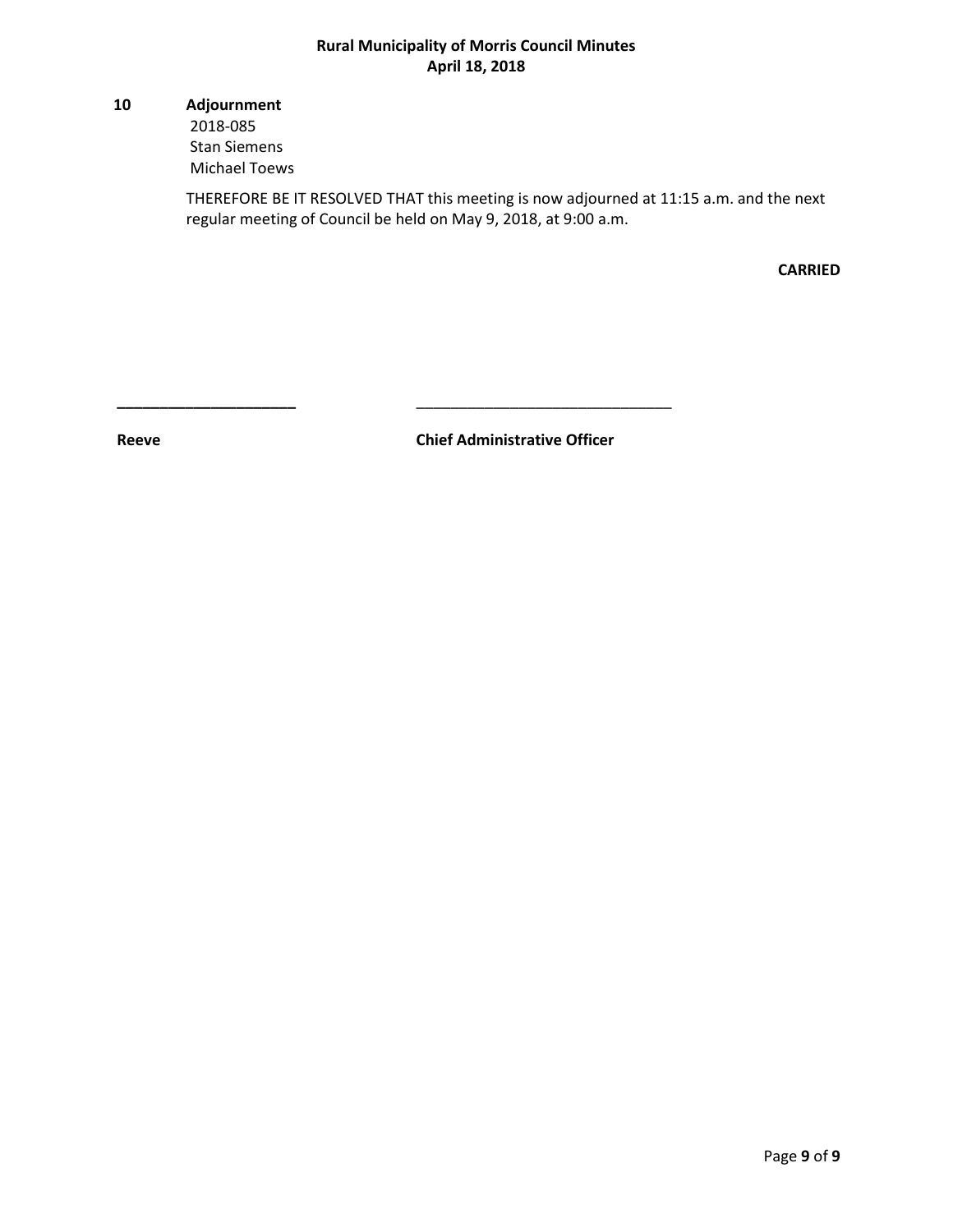## 10 Adjournment

2018-085
Stan Siemens
Michael Toews

THEREFORE BE IT RESOLVED THAT this meeting is now adjourned at 11:15 a.m. and the next regular meeting of Council be held on May 9, 2018, at 9:00 a.m.

**CARRIED**

\_\_\_\_\_\_\_\_\_\_\_\_\_\_\_\_\_\_\_\_\_\_ \_\_\_\_\_\_\_\_\_\_\_\_\_\_\_\_\_\_\_\_\_\_\_\_\_\_\_\_\_\_\_

**Reeve** **Chief Administrative Officer**